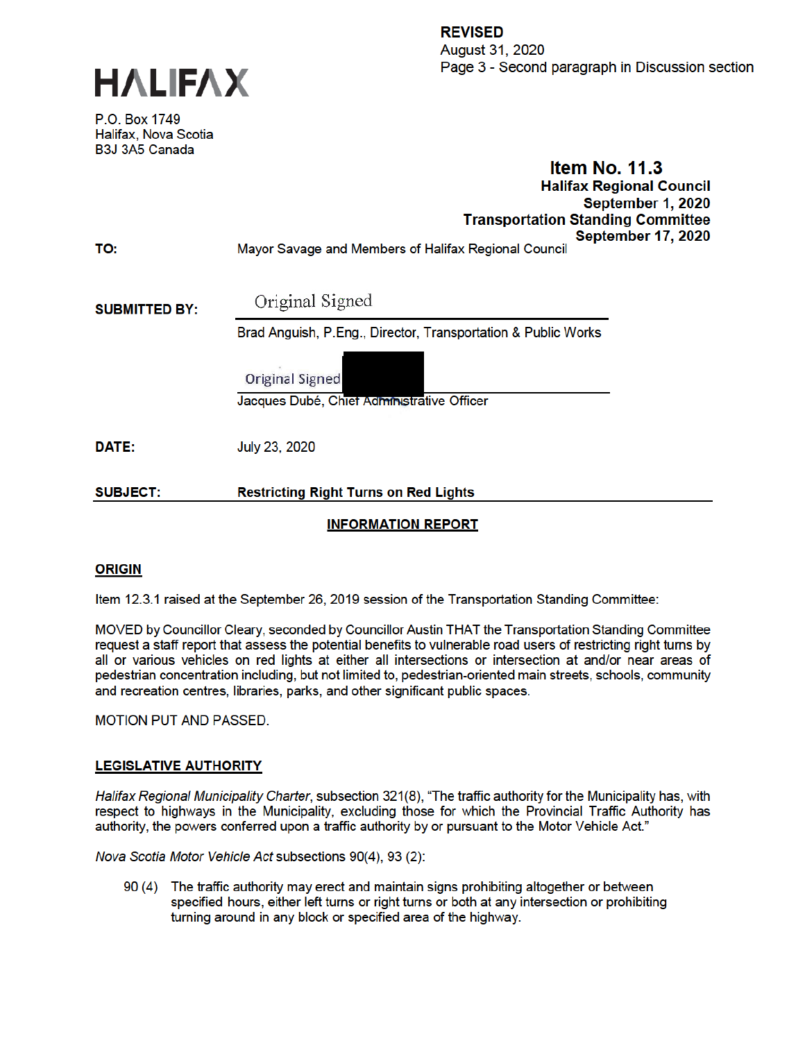**REVISED**
August 31, 2020
Page 3 - Second paragraph in Discussion section

HALIFAX

P.O. Box 1749
Halifax, Nova Scotia
B3J 3A5 Canada

**Item No. 11.3**
**Halifax Regional Council**
**September 1, 2020**
**Transportation Standing Committee**
**September 17, 2020**

**TO:** Mayor Savage and Members of Halifax Regional Council

**SUBMITTED BY:** Original Signed

Brad Anguish, P.Eng., Director, Transportation & Public Works

Original Signed

Jacques Dubé, Chief Administrative Officer

**DATE:** July 23, 2020

**SUBJECT:** **Restricting Right Turns on Red Lights**

## INFORMATION REPORT

## ORIGIN

Item 12.3.1 raised at the September 26, 2019 session of the Transportation Standing Committee:

MOVED by Councillor Cleary, seconded by Councillor Austin THAT the Transportation Standing Committee request a staff report that assess the potential benefits to vulnerable road users of restricting right turns by all or various vehicles on red lights at either all intersections or intersection at and/or near areas of pedestrian concentration including, but not limited to, pedestrian-oriented main streets, schools, community and recreation centres, libraries, parks, and other significant public spaces.

MOTION PUT AND PASSED.

## LEGISLATIVE AUTHORITY

*Halifax Regional Municipality Charter*, subsection 321(8), "The traffic authority for the Municipality has, with respect to highways in the Municipality, excluding those for which the Provincial Traffic Authority has authority, the powers conferred upon a traffic authority by or pursuant to the Motor Vehicle Act."

*Nova Scotia Motor Vehicle Act* subsections 90(4), 93 (2):

90 (4) The traffic authority may erect and maintain signs prohibiting altogether or between specified hours, either left turns or right turns or both at any intersection or prohibiting turning around in any block or specified area of the highway.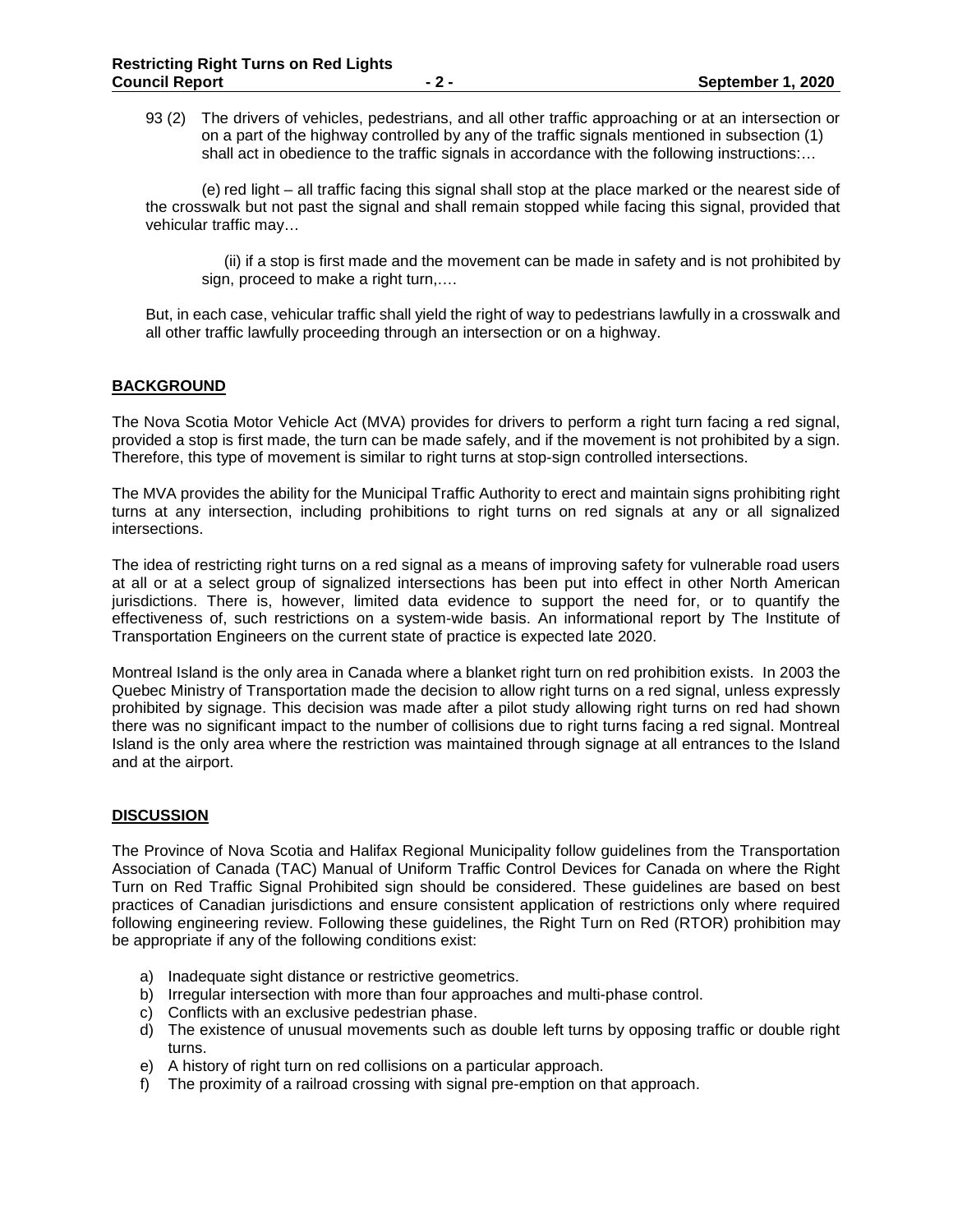93 (2) The drivers of vehicles, pedestrians, and all other traffic approaching or at an intersection or on a part of the highway controlled by any of the traffic signals mentioned in subsection (1) shall act in obedience to the traffic signals in accordance with the following instructions:…

(e) red light – all traffic facing this signal shall stop at the place marked or the nearest side of the crosswalk but not past the signal and shall remain stopped while facing this signal, provided that vehicular traffic may…

(ii) if a stop is first made and the movement can be made in safety and is not prohibited by sign, proceed to make a right turn,….

But, in each case, vehicular traffic shall yield the right of way to pedestrians lawfully in a crosswalk and all other traffic lawfully proceeding through an intersection or on a highway.

## BACKGROUND

The Nova Scotia Motor Vehicle Act (MVA) provides for drivers to perform a right turn facing a red signal, provided a stop is first made, the turn can be made safely, and if the movement is not prohibited by a sign. Therefore, this type of movement is similar to right turns at stop-sign controlled intersections.

The MVA provides the ability for the Municipal Traffic Authority to erect and maintain signs prohibiting right turns at any intersection, including prohibitions to right turns on red signals at any or all signalized intersections.

The idea of restricting right turns on a red signal as a means of improving safety for vulnerable road users at all or at a select group of signalized intersections has been put into effect in other North American jurisdictions. There is, however, limited data evidence to support the need for, or to quantify the effectiveness of, such restrictions on a system-wide basis. An informational report by The Institute of Transportation Engineers on the current state of practice is expected late 2020.

Montreal Island is the only area in Canada where a blanket right turn on red prohibition exists. In 2003 the Quebec Ministry of Transportation made the decision to allow right turns on a red signal, unless expressly prohibited by signage. This decision was made after a pilot study allowing right turns on red had shown there was no significant impact to the number of collisions due to right turns facing a red signal. Montreal Island is the only area where the restriction was maintained through signage at all entrances to the Island and at the airport.

## DISCUSSION

The Province of Nova Scotia and Halifax Regional Municipality follow guidelines from the Transportation Association of Canada (TAC) Manual of Uniform Traffic Control Devices for Canada on where the Right Turn on Red Traffic Signal Prohibited sign should be considered. These guidelines are based on best practices of Canadian jurisdictions and ensure consistent application of restrictions only where required following engineering review. Following these guidelines, the Right Turn on Red (RTOR) prohibition may be appropriate if any of the following conditions exist:

a) Inadequate sight distance or restrictive geometrics.
b) Irregular intersection with more than four approaches and multi-phase control.
c) Conflicts with an exclusive pedestrian phase.
d) The existence of unusual movements such as double left turns by opposing traffic or double right turns.
e) A history of right turn on red collisions on a particular approach.
f) The proximity of a railroad crossing with signal pre-emption on that approach.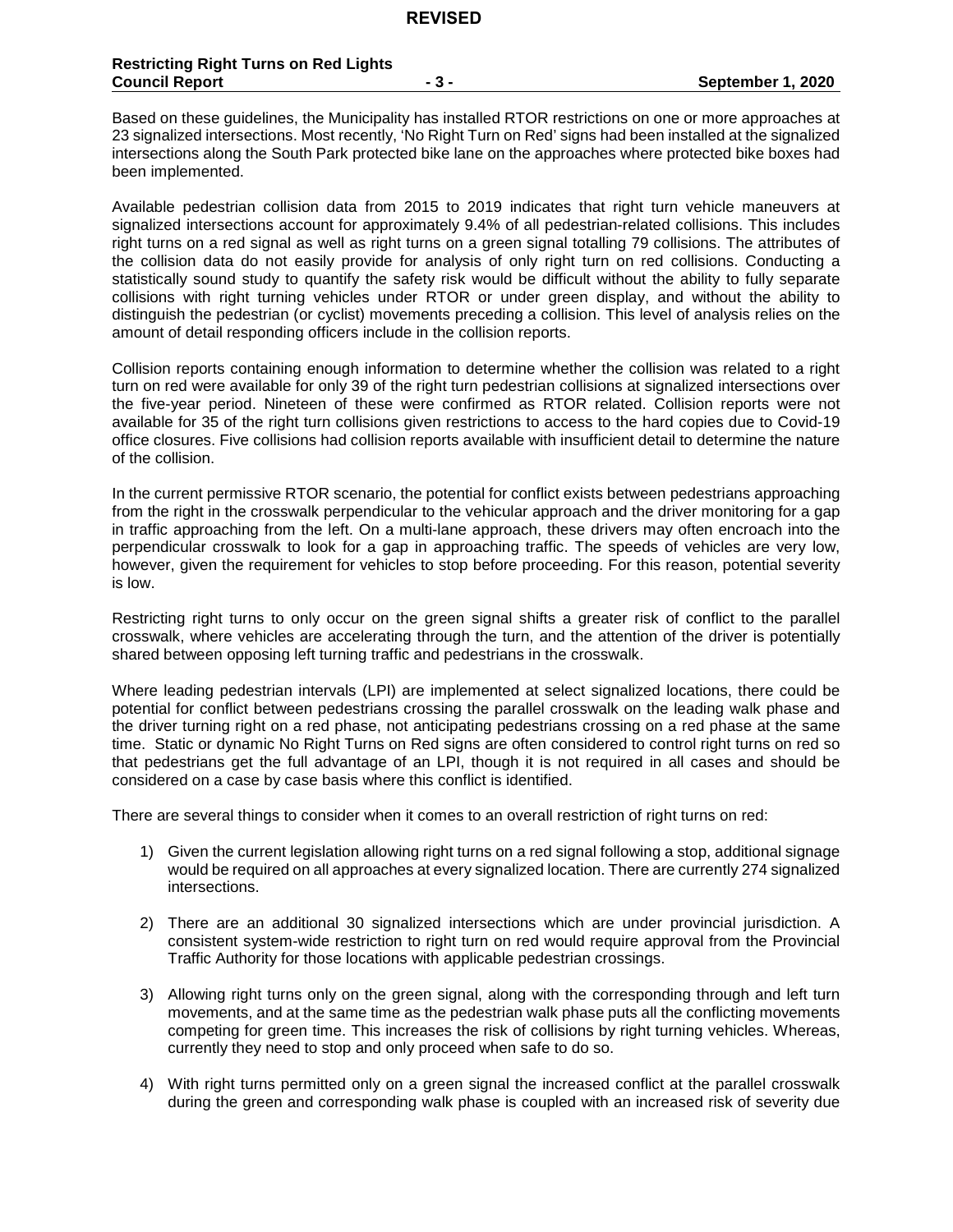Based on these guidelines, the Municipality has installed RTOR restrictions on one or more approaches at 23 signalized intersections. Most recently, 'No Right Turn on Red' signs had been installed at the signalized intersections along the South Park protected bike lane on the approaches where protected bike boxes had been implemented.

Available pedestrian collision data from 2015 to 2019 indicates that right turn vehicle maneuvers at signalized intersections account for approximately 9.4% of all pedestrian-related collisions. This includes right turns on a red signal as well as right turns on a green signal totalling 79 collisions. The attributes of the collision data do not easily provide for analysis of only right turn on red collisions. Conducting a statistically sound study to quantify the safety risk would be difficult without the ability to fully separate collisions with right turning vehicles under RTOR or under green display, and without the ability to distinguish the pedestrian (or cyclist) movements preceding a collision. This level of analysis relies on the amount of detail responding officers include in the collision reports.

Collision reports containing enough information to determine whether the collision was related to a right turn on red were available for only 39 of the right turn pedestrian collisions at signalized intersections over the five-year period. Nineteen of these were confirmed as RTOR related. Collision reports were not available for 35 of the right turn collisions given restrictions to access to the hard copies due to Covid-19 office closures. Five collisions had collision reports available with insufficient detail to determine the nature of the collision.

In the current permissive RTOR scenario, the potential for conflict exists between pedestrians approaching from the right in the crosswalk perpendicular to the vehicular approach and the driver monitoring for a gap in traffic approaching from the left. On a multi-lane approach, these drivers may often encroach into the perpendicular crosswalk to look for a gap in approaching traffic. The speeds of vehicles are very low, however, given the requirement for vehicles to stop before proceeding. For this reason, potential severity is low.

Restricting right turns to only occur on the green signal shifts a greater risk of conflict to the parallel crosswalk, where vehicles are accelerating through the turn, and the attention of the driver is potentially shared between opposing left turning traffic and pedestrians in the crosswalk.

Where leading pedestrian intervals (LPI) are implemented at select signalized locations, there could be potential for conflict between pedestrians crossing the parallel crosswalk on the leading walk phase and the driver turning right on a red phase, not anticipating pedestrians crossing on a red phase at the same time. Static or dynamic No Right Turns on Red signs are often considered to control right turns on red so that pedestrians get the full advantage of an LPI, though it is not required in all cases and should be considered on a case by case basis where this conflict is identified.

There are several things to consider when it comes to an overall restriction of right turns on red:

1) Given the current legislation allowing right turns on a red signal following a stop, additional signage would be required on all approaches at every signalized location. There are currently 274 signalized intersections.

2) There are an additional 30 signalized intersections which are under provincial jurisdiction. A consistent system-wide restriction to right turn on red would require approval from the Provincial Traffic Authority for those locations with applicable pedestrian crossings.

3) Allowing right turns only on the green signal, along with the corresponding through and left turn movements, and at the same time as the pedestrian walk phase puts all the conflicting movements competing for green time. This increases the risk of collisions by right turning vehicles. Whereas, currently they need to stop and only proceed when safe to do so.

4) With right turns permitted only on a green signal the increased conflict at the parallel crosswalk during the green and corresponding walk phase is coupled with an increased risk of severity due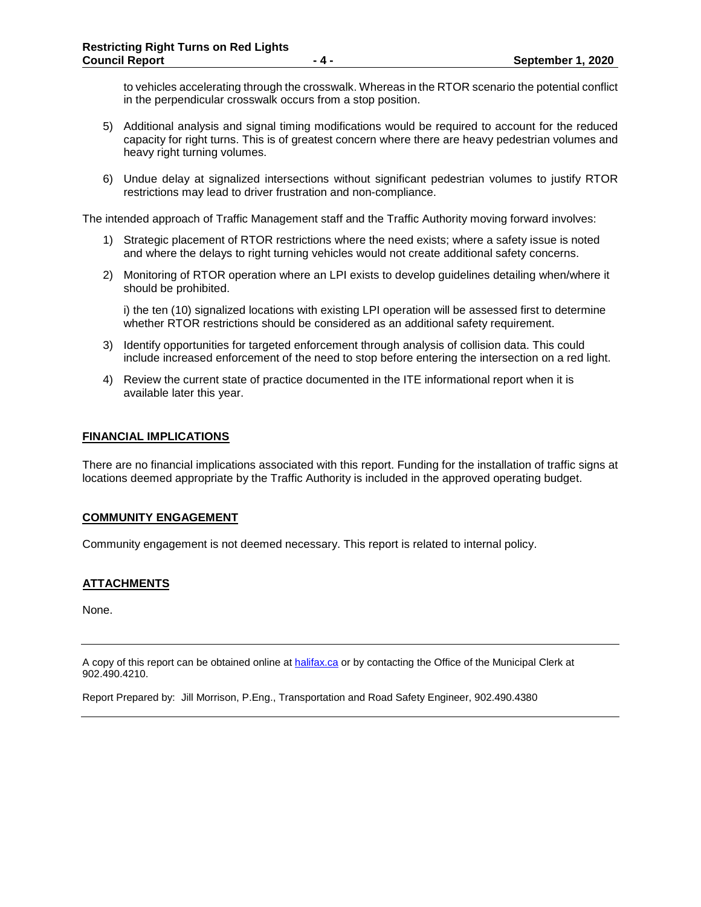to vehicles accelerating through the crosswalk. Whereas in the RTOR scenario the potential conflict in the perpendicular crosswalk occurs from a stop position.

5) Additional analysis and signal timing modifications would be required to account for the reduced capacity for right turns. This is of greatest concern where there are heavy pedestrian volumes and heavy right turning volumes.

6) Undue delay at signalized intersections without significant pedestrian volumes to justify RTOR restrictions may lead to driver frustration and non-compliance.

The intended approach of Traffic Management staff and the Traffic Authority moving forward involves:

1) Strategic placement of RTOR restrictions where the need exists; where a safety issue is noted and where the delays to right turning vehicles would not create additional safety concerns.

2) Monitoring of RTOR operation where an LPI exists to develop guidelines detailing when/where it should be prohibited.

   i) the ten (10) signalized locations with existing LPI operation will be assessed first to determine whether RTOR restrictions should be considered as an additional safety requirement.

3) Identify opportunities for targeted enforcement through analysis of collision data. This could include increased enforcement of the need to stop before entering the intersection on a red light.

4) Review the current state of practice documented in the ITE informational report when it is available later this year.

## FINANCIAL IMPLICATIONS

There are no financial implications associated with this report. Funding for the installation of traffic signs at locations deemed appropriate by the Traffic Authority is included in the approved operating budget.

## COMMUNITY ENGAGEMENT

Community engagement is not deemed necessary. This report is related to internal policy.

## ATTACHMENTS

None.

---

A copy of this report can be obtained online at [halifax.ca](halifax.ca) or by contacting the Office of the Municipal Clerk at 902.490.4210.

Report Prepared by: Jill Morrison, P.Eng., Transportation and Road Safety Engineer, 902.490.4380